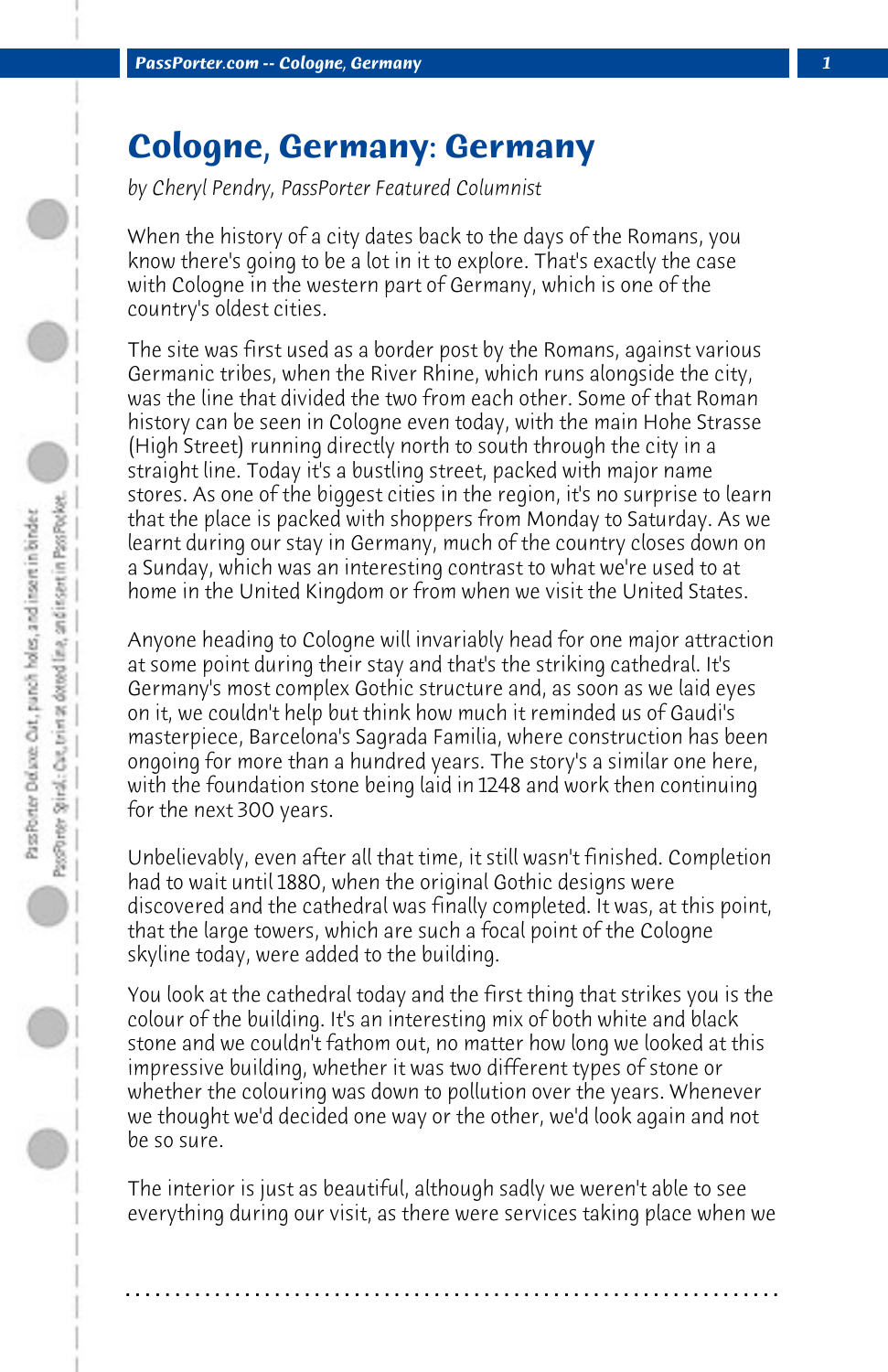# Cologne, Germany: Germany

*by Cheryl Pendry, PassPorter Featured Columnist*

When the history of a city dates back to the days of the Romans, you know there's going to be a lot in it to explore. That's exactly the case with Cologne in the western part of Germany, which is one of the country's oldest cities.

The site was first used as a border post by the Romans, against various Germanic tribes, when the River Rhine, which runs alongside the city, was the line that divided the two from each other. Some of that Roman history can be seen in Cologne even today, with the main Hohe Strasse (High Street) running directly north to south through the city in a straight line. Today it's a bustling street, packed with major name stores. As one of the biggest cities in the region, it's no surprise to learn that the place is packed with shoppers from Monday to Saturday. As we learnt during our stay in Germany, much of the country closes down on a Sunday, which was an interesting contrast to what we're used to at home in the United Kingdom or from when we visit the United States.

Anyone heading to Cologne will invariably head for one major attraction at some point during their stay and that's the striking cathedral. It's Germany's most complex Gothic structure and, as soon as we laid eyes on it, we couldn't help but think how much it reminded us of Gaudi's masterpiece, Barcelona's Sagrada Familia, where construction has been ongoing for more than a hundred years. The story's a similar one here, with the foundation stone being laid in 1248 and work then continuing for the next 300 years.

Unbelievably, even after all that time, it still wasn't finished. Completion had to wait until 1880, when the original Gothic designs were discovered and the cathedral was finally completed. It was, at this point, that the large towers, which are such a focal point of the Cologne skyline today, were added to the building.

You look at the cathedral today and the first thing that strikes you is the colour of the building. It's an interesting mix of both white and black stone and we couldn't fathom out, no matter how long we looked at this impressive building, whether it was two different types of stone or whether the colouring was down to pollution over the years. Whenever we thought we'd decided one way or the other, we'd look again and not be so sure.

The interior is just as beautiful, although sadly we weren't able to see everything during our visit, as there were services taking place when we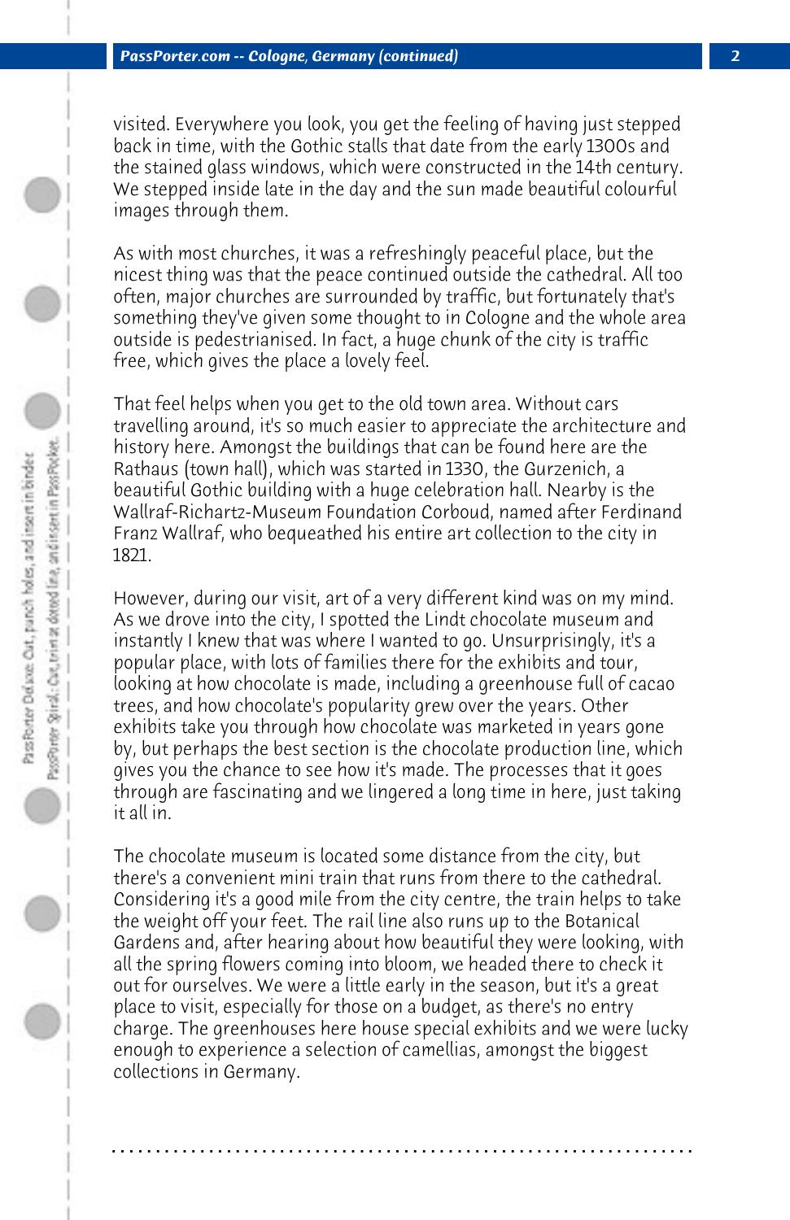visited. Everywhere you look, you get the feeling of having just stepped back in time, with the Gothic stalls that date from the early 1300s and the stained glass windows, which were constructed in the 14th century. We stepped inside late in the day and the sun made beautiful colourful images through them.

As with most churches, it was a refreshingly peaceful place, but the nicest thing was that the peace continued outside the cathedral. All too often, major churches are surrounded by traffic, but fortunately that's something they've given some thought to in Cologne and the whole area outside is pedestrianised. In fact, a huge chunk of the city is traffic free, which gives the place a lovely feel.

That feel helps when you get to the old town area. Without cars travelling around, it's so much easier to appreciate the architecture and history here. Amongst the buildings that can be found here are the Rathaus (town hall), which was started in 1330, the Gurzenich, a beautiful Gothic building with a huge celebration hall. Nearby is the Wallraf-Richartz-Museum Foundation Corboud, named after Ferdinand Franz Wallraf, who bequeathed his entire art collection to the city in 1821.

However, during our visit, art of a very different kind was on my mind. As we drove into the city, I spotted the Lindt chocolate museum and instantly I knew that was where I wanted to go. Unsurprisingly, it's a popular place, with lots of families there for the exhibits and tour, looking at how chocolate is made, including a greenhouse full of cacao trees, and how chocolate's popularity grew over the years. Other exhibits take you through how chocolate was marketed in years gone by, but perhaps the best section is the chocolate production line, which gives you the chance to see how it's made. The processes that it goes through are fascinating and we lingered a long time in here, just taking it all in.

The chocolate museum is located some distance from the city, but there's a convenient mini train that runs from there to the cathedral. Considering it's a good mile from the city centre, the train helps to take the weight off your feet. The rail line also runs up to the Botanical Gardens and, after hearing about how beautiful they were looking, with all the spring flowers coming into bloom, we headed there to check it out for ourselves. We were a little early in the season, but it's a great place to visit, especially for those on a budget, as there's no entry charge. The greenhouses here house special exhibits and we were lucky enough to experience a selection of camellias, amongst the biggest collections in Germany.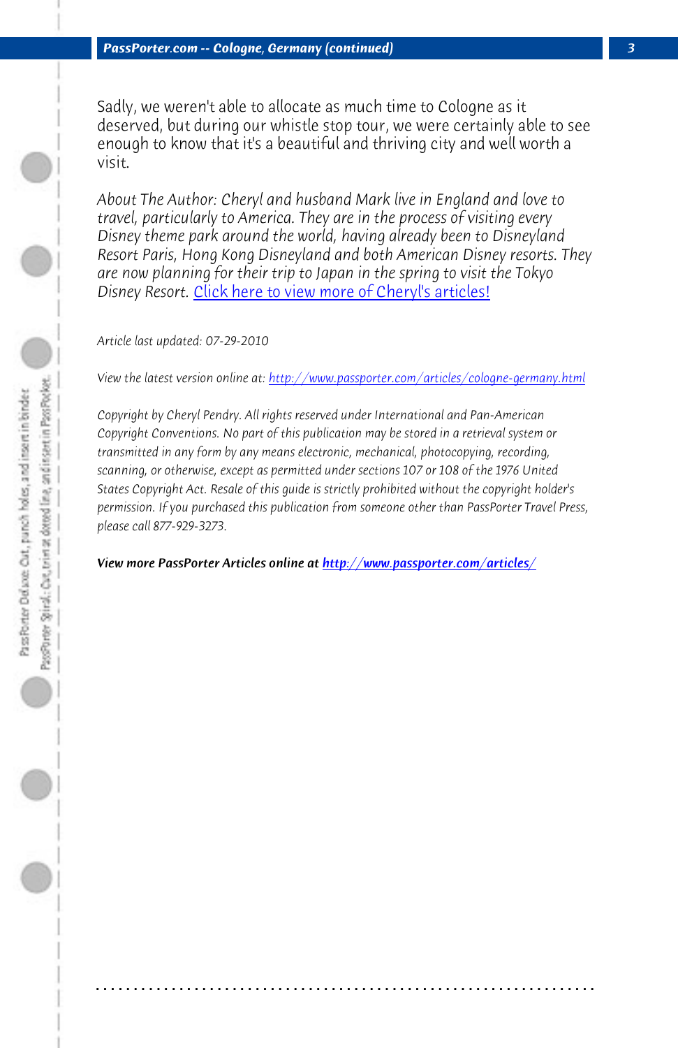Sadly, we weren't able to allocate as much time to Cologne as it deserved, but during our whistle stop tour, we were certainly able to see enough to know that it's a beautiful and thriving city and well worth a visit.

*About The Author: Cheryl and husband Mark live in England and love to travel, particularly to America. They are in the process of visiting every Disney theme park around the world, having already been to Disneyland Resort Paris, Hong Kong Disneyland and both American Disney resorts. They are now planning for their trip to Japan in the spring to visit the Tokyo Disney Resort.* Click here to view more of Cheryl's articles!

*Article last updated: 07-29-2010*

*View the latest version online at: http://www.passporter.com/articles/cologne-germany.html*

*Copyright by Cheryl Pendry. All rights reserved under International and Pan-American Copyright Conventions. No part of this publication may be stored in a retrieval system or transmitted in any form by any means electronic, mechanical, photocopying, recording, scanning, or otherwise, except as permitted under sections 107 or 108 of the 1976 United States Copyright Act. Resale of this guide is strictly prohibited without the copyright holder's permission. If you purchased this publication from someone other than PassPorter Travel Press, please call 877-929-3273.*

***View more PassPorter Articles online at http://www.passporter.com/articles/***